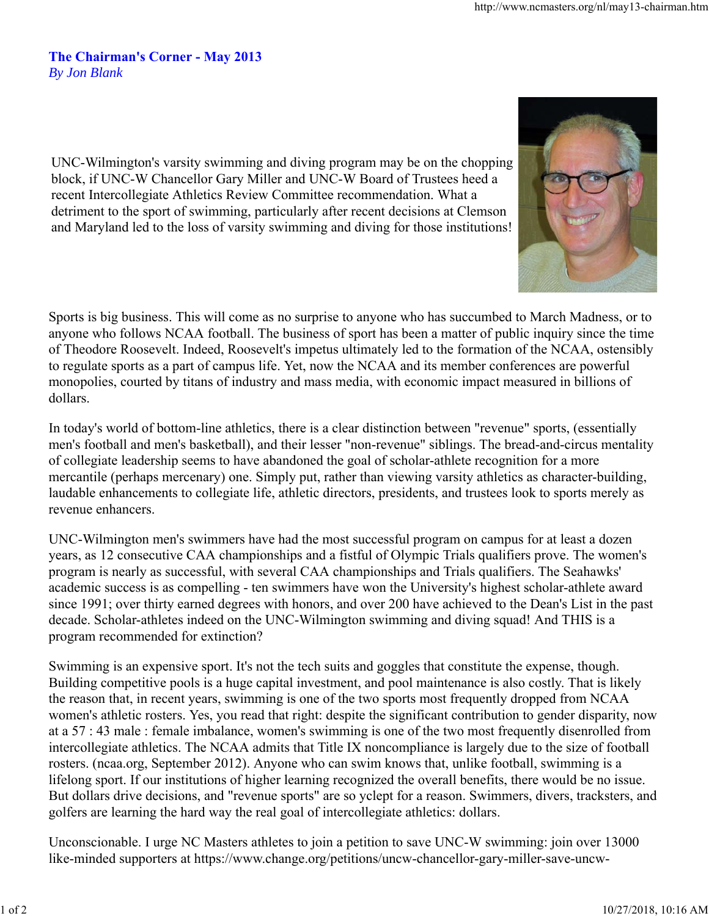## The Chairman's Corner - May 2013

*By Jon Blank*

UNC-Wilmington's varsity swimming and diving program may be on the chopping block, if UNC-W Chancellor Gary Miller and UNC-W Board of Trustees heed a recent Intercollegiate Athletics Review Committee recommendation. What a detriment to the sport of swimming, particularly after recent decisions at Clemson and Maryland led to the loss of varsity swimming and diving for those institutions!

Sports is big business. This will come as no surprise to anyone who has succumbed to March Madness, or to anyone who follows NCAA football. The business of sport has been a matter of public inquiry since the time of Theodore Roosevelt. Indeed, Roosevelt's impetus ultimately led to the formation of the NCAA, ostensibly to regulate sports as a part of campus life. Yet, now the NCAA and its member conferences are powerful monopolies, courted by titans of industry and mass media, with economic impact measured in billions of dollars.

In today's world of bottom-line athletics, there is a clear distinction between "revenue" sports, (essentially men's football and men's basketball), and their lesser "non-revenue" siblings. The bread-and-circus mentality of collegiate leadership seems to have abandoned the goal of scholar-athlete recognition for a more mercantile (perhaps mercenary) one. Simply put, rather than viewing varsity athletics as character-building, laudable enhancements to collegiate life, athletic directors, presidents, and trustees look to sports merely as revenue enhancers.

UNC-Wilmington men's swimmers have had the most successful program on campus for at least a dozen years, as 12 consecutive CAA championships and a fistful of Olympic Trials qualifiers prove. The women's program is nearly as successful, with several CAA championships and Trials qualifiers. The Seahawks' academic success is as compelling - ten swimmers have won the University's highest scholar-athlete award since 1991; over thirty earned degrees with honors, and over 200 have achieved to the Dean's List in the past decade. Scholar-athletes indeed on the UNC-Wilmington swimming and diving squad! And THIS is a program recommended for extinction?

Swimming is an expensive sport. It's not the tech suits and goggles that constitute the expense, though. Building competitive pools is a huge capital investment, and pool maintenance is also costly. That is likely the reason that, in recent years, swimming is one of the two sports most frequently dropped from NCAA women's athletic rosters. Yes, you read that right: despite the significant contribution to gender disparity, now at a 57 : 43 male : female imbalance, women's swimming is one of the two most frequently disenrolled from intercollegiate athletics. The NCAA admits that Title IX noncompliance is largely due to the size of football rosters. (ncaa.org, September 2012). Anyone who can swim knows that, unlike football, swimming is a lifelong sport. If our institutions of higher learning recognized the overall benefits, there would be no issue. But dollars drive decisions, and "revenue sports" are so yclept for a reason. Swimmers, divers, tracksters, and golfers are learning the hard way the real goal of intercollegiate athletics: dollars.

Unconscionable. I urge NC Masters athletes to join a petition to save UNC-W swimming: join over 13000 like-minded supporters at https://www.change.org/petitions/uncw-chancellor-gary-miller-save-uncw-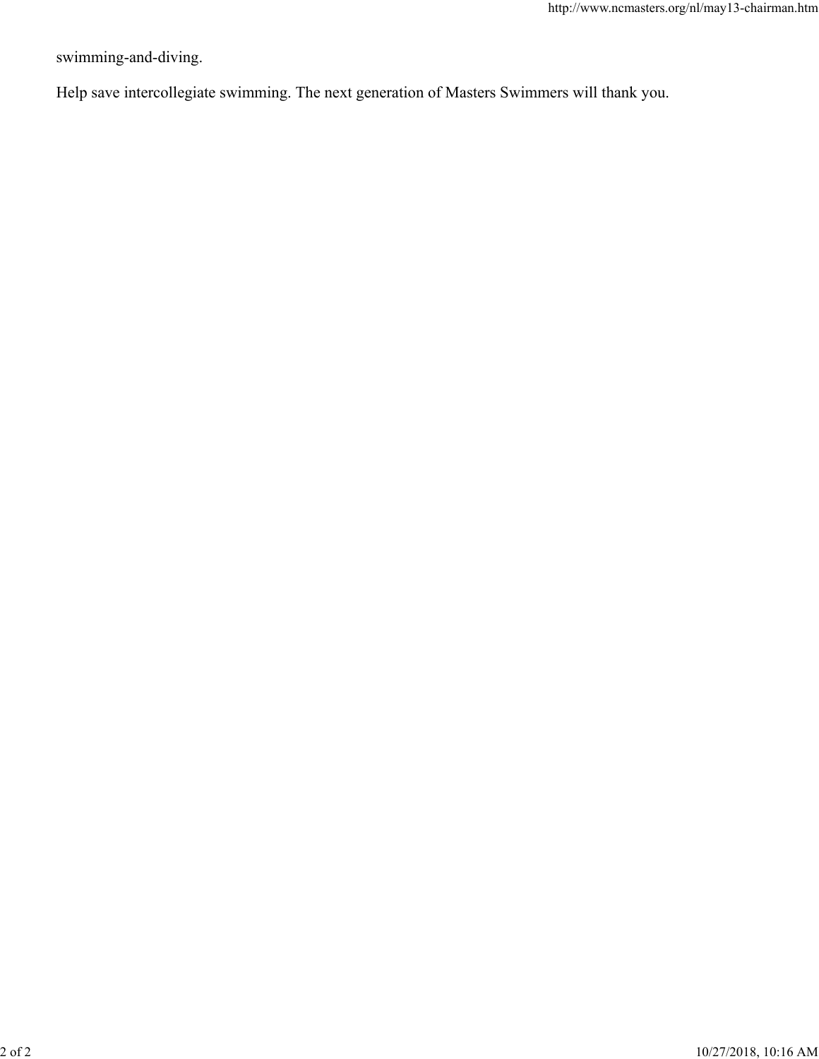swimming-and-diving.

Help save intercollegiate swimming. The next generation of Masters Swimmers will thank you.